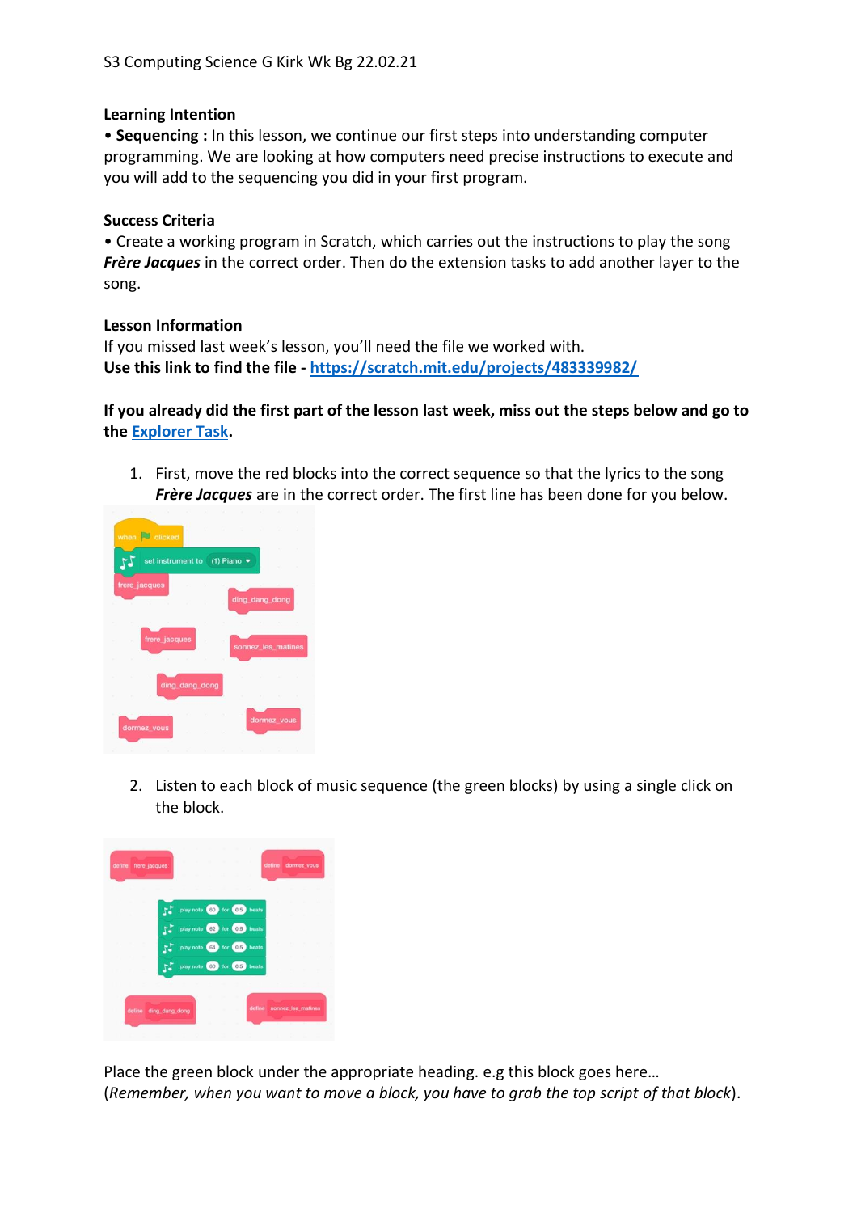S3 Computing Science G Kirk Wk Bg 22.02.21

**Learning Intention**

• **Sequencing :** In this lesson, we continue our first steps into understanding computer programming. We are looking at how computers need precise instructions to execute and you will add to the sequencing you did in your first program.

**Success Criteria**

• Create a working program in Scratch, which carries out the instructions to play the song ***Frère Jacques*** in the correct order. Then do the extension tasks to add another layer to the song.

**Lesson Information**

If you missed last week's lesson, you'll need the file we worked with.
**Use this link to find the file -** [https://scratch.mit.edu/projects/483339982/](https://scratch.mit.edu/projects/483339982/)

**If you already did the first part of the lesson last week, miss out the steps below and go to the [Explorer Task](#).**

1. First, move the red blocks into the correct sequence so that the lyrics to the song ***Frère Jacques*** are in the correct order. The first line has been done for you below.

2. Listen to each block of music sequence (the green blocks) by using a single click on the block.

Place the green block under the appropriate heading. e.g this block goes here…
(*Remember, when you want to move a block, you have to grab the top script of that block*).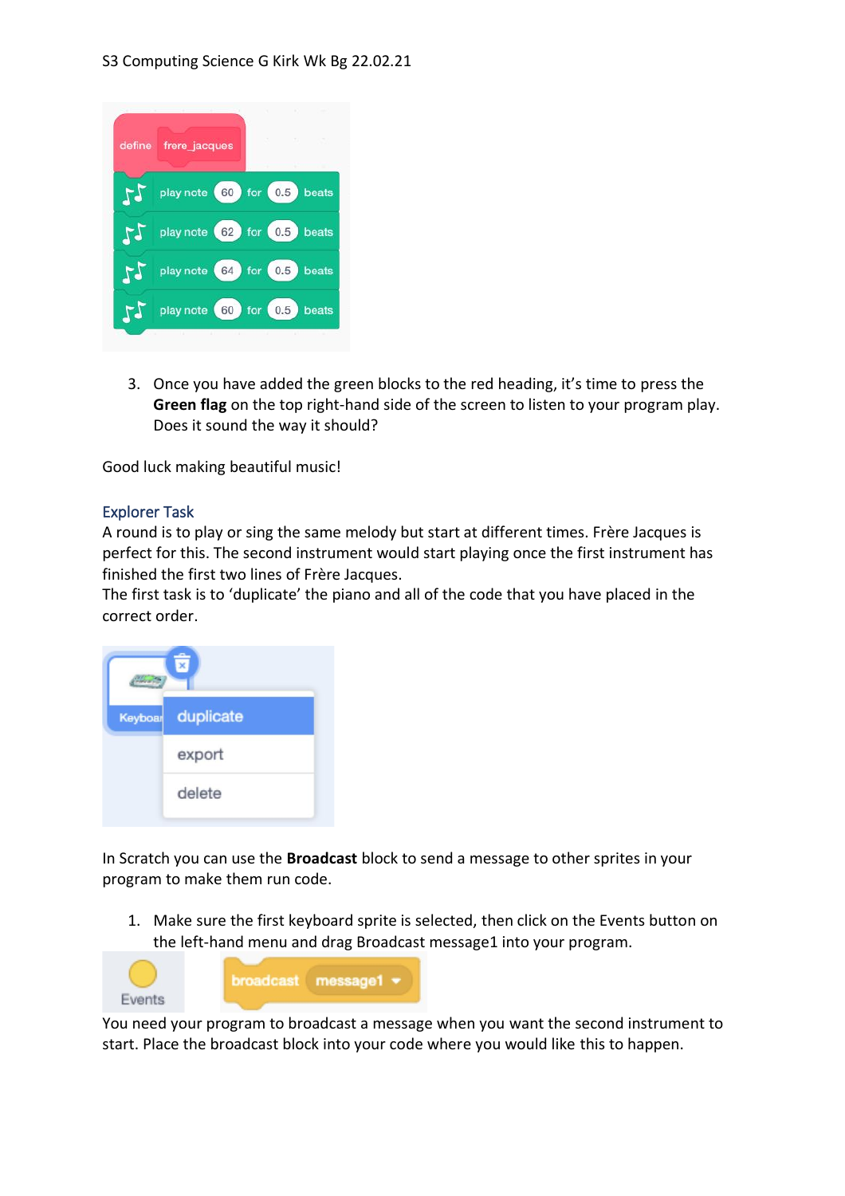3. Once you have added the green blocks to the red heading, it's time to press the **Green flag** on the top right-hand side of the screen to listen to your program play. Does it sound the way it should?

Good luck making beautiful music!

## Explorer Task

A round is to play or sing the same melody but start at different times. Frère Jacques is perfect for this. The second instrument would start playing once the first instrument has finished the first two lines of Frère Jacques.

The first task is to 'duplicate' the piano and all of the code that you have placed in the correct order.

In Scratch you can use the **Broadcast** block to send a message to other sprites in your program to make them run code.

1. Make sure the first keyboard sprite is selected, then click on the Events button on the left-hand menu and drag Broadcast message1 into your program.

You need your program to broadcast a message when you want the second instrument to start. Place the broadcast block into your code where you would like this to happen.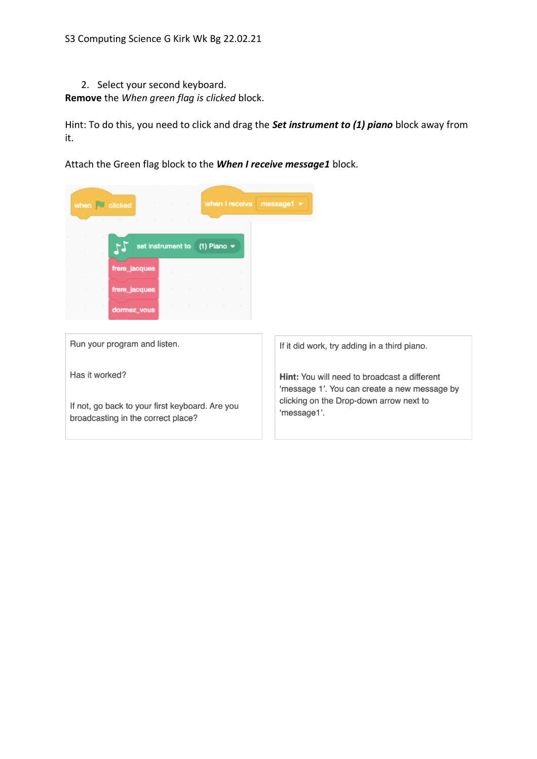2. Select your second keyboard.

**Remove** the *When green flag is clicked* block.

Hint: To do this, you need to click and drag the ***Set instrument to (1) piano*** block away from it.

Attach the Green flag block to the ***When I receive message1*** block.

| |
|---|
| Run your program and listen.<br><br>Has it worked?<br><br>If not, go back to your first keyboard. Are you broadcasting in the correct place? |

| |
|---|
| If it did work, try adding in a third piano.<br><br>**Hint:** You will need to broadcast a different 'message 1'. You can create a new message by clicking on the Drop-down arrow next to 'message1'. |